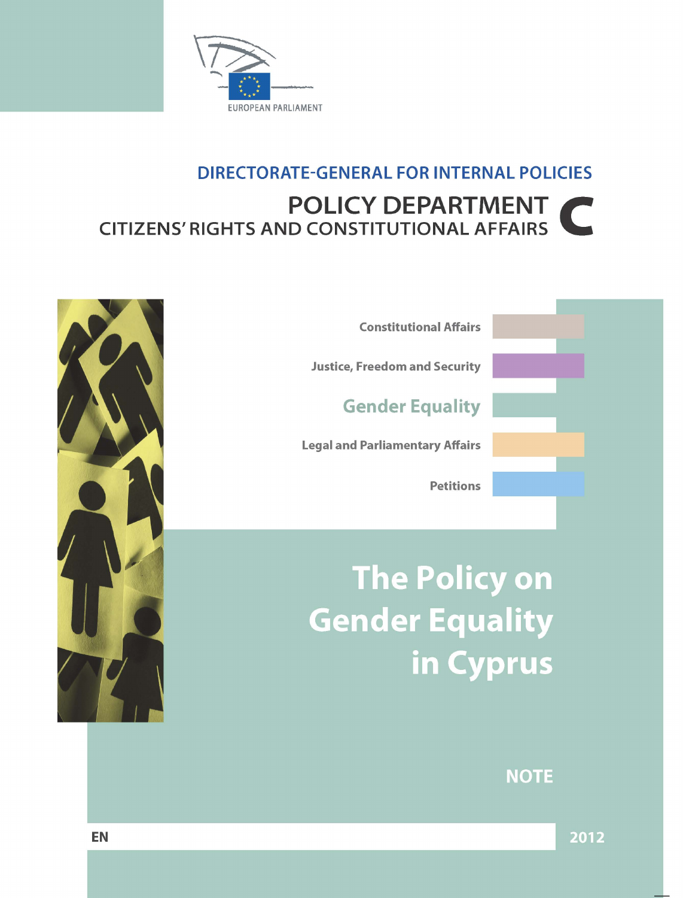EUROPEAN PARLIAMENT

DIRECTORATE-GENERAL FOR INTERNAL POLICIES

POLICY DEPARTMENT C
CITIZENS' RIGHTS AND CONSTITUTIONAL AFFAIRS

Constitutional Affairs

Justice, Freedom and Security

Gender Equality

Legal and Parliamentary Affairs

Petitions

# The Policy on Gender Equality in Cyprus

NOTE

EN

2012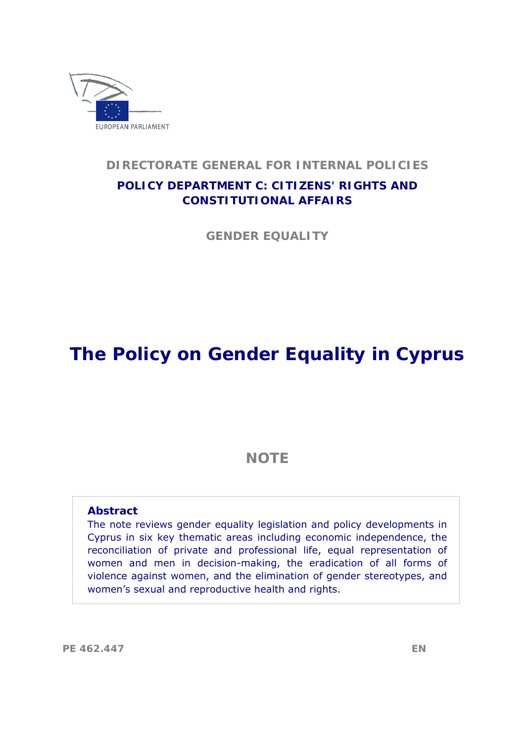EUROPEAN PARLIAMENT

**DIRECTORATE GENERAL FOR INTERNAL POLICIES**

**POLICY DEPARTMENT C: CITIZENS' RIGHTS AND CONSTITUTIONAL AFFAIRS**

**GENDER EQUALITY**

# The Policy on Gender Equality in Cyprus

## NOTE

**Abstract**

The note reviews gender equality legislation and policy developments in Cyprus in six key thematic areas including economic independence, the reconciliation of private and professional life, equal representation of women and men in decision-making, the eradication of all forms of violence against women, and the elimination of gender stereotypes, and women's sexual and reproductive health and rights.

PE 462.447 EN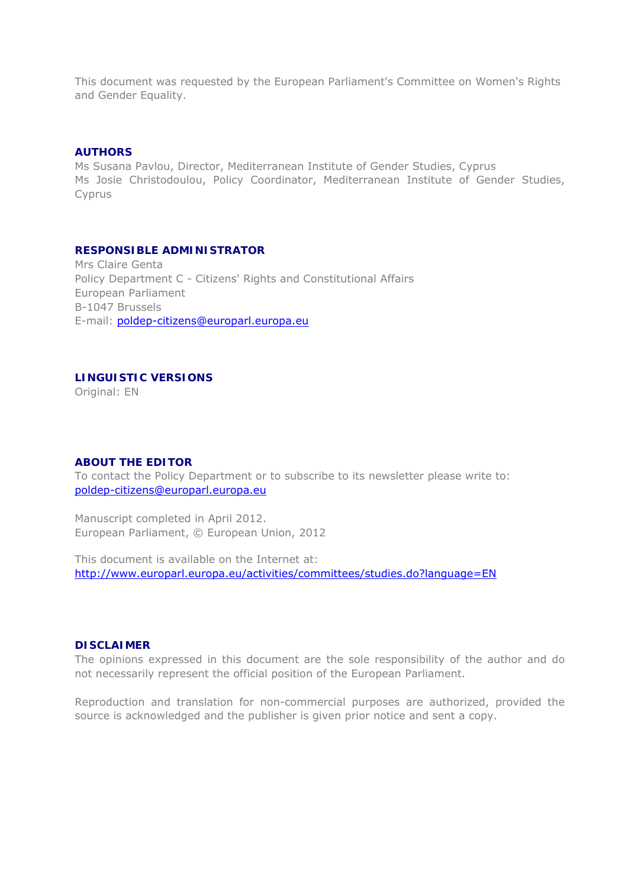This document was requested by the European Parliament's Committee on Women's Rights and Gender Equality.

## AUTHORS

Ms Susana Pavlou, Director, Mediterranean Institute of Gender Studies, Cyprus
Ms Josie Christodoulou, Policy Coordinator, Mediterranean Institute of Gender Studies, Cyprus

## RESPONSIBLE ADMINISTRATOR

Mrs Claire Genta
Policy Department C - Citizens' Rights and Constitutional Affairs
European Parliament
B-1047 Brussels
E-mail: poldep-citizens@europarl.europa.eu

## LINGUISTIC VERSIONS

Original: EN

## ABOUT THE EDITOR

To contact the Policy Department or to subscribe to its newsletter please write to:
poldep-citizens@europarl.europa.eu

Manuscript completed in April 2012.
European Parliament, © European Union, 2012

This document is available on the Internet at:
http://www.europarl.europa.eu/activities/committees/studies.do?language=EN

## DISCLAIMER

The opinions expressed in this document are the sole responsibility of the author and do not necessarily represent the official position of the European Parliament.

Reproduction and translation for non-commercial purposes are authorized, provided the source is acknowledged and the publisher is given prior notice and sent a copy.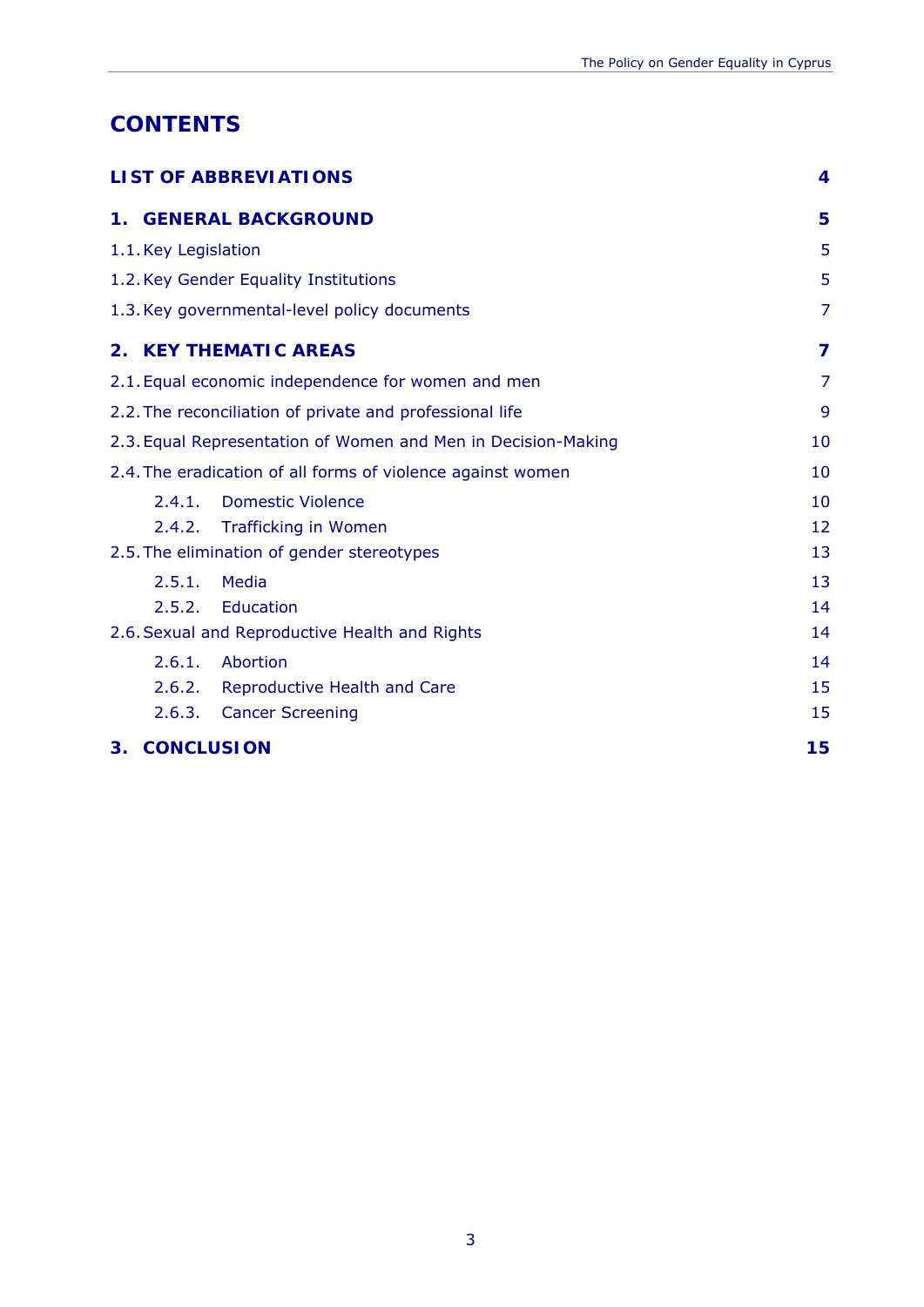# CONTENTS

| | |
|---|---|
| **LIST OF ABBREVIATIONS** | **4** |
| **1. GENERAL BACKGROUND** | **5** |
| 1.1. Key Legislation | 5 |
| 1.2. Key Gender Equality Institutions | 5 |
| 1.3. Key governmental-level policy documents | 7 |
| **2. KEY THEMATIC AREAS** | **7** |
| 2.1. Equal economic independence for women and men | 7 |
| 2.2. The reconciliation of private and professional life | 9 |
| 2.3. Equal Representation of Women and Men in Decision-Making | 10 |
| 2.4. The eradication of all forms of violence against women | 10 |
| 2.4.1. Domestic Violence | 10 |
| 2.4.2. Trafficking in Women | 12 |
| 2.5. The elimination of gender stereotypes | 13 |
| 2.5.1. Media | 13 |
| 2.5.2. Education | 14 |
| 2.6. Sexual and Reproductive Health and Rights | 14 |
| 2.6.1. Abortion | 14 |
| 2.6.2. Reproductive Health and Care | 15 |
| 2.6.3. Cancer Screening | 15 |
| **3. CONCLUSION** | **15** |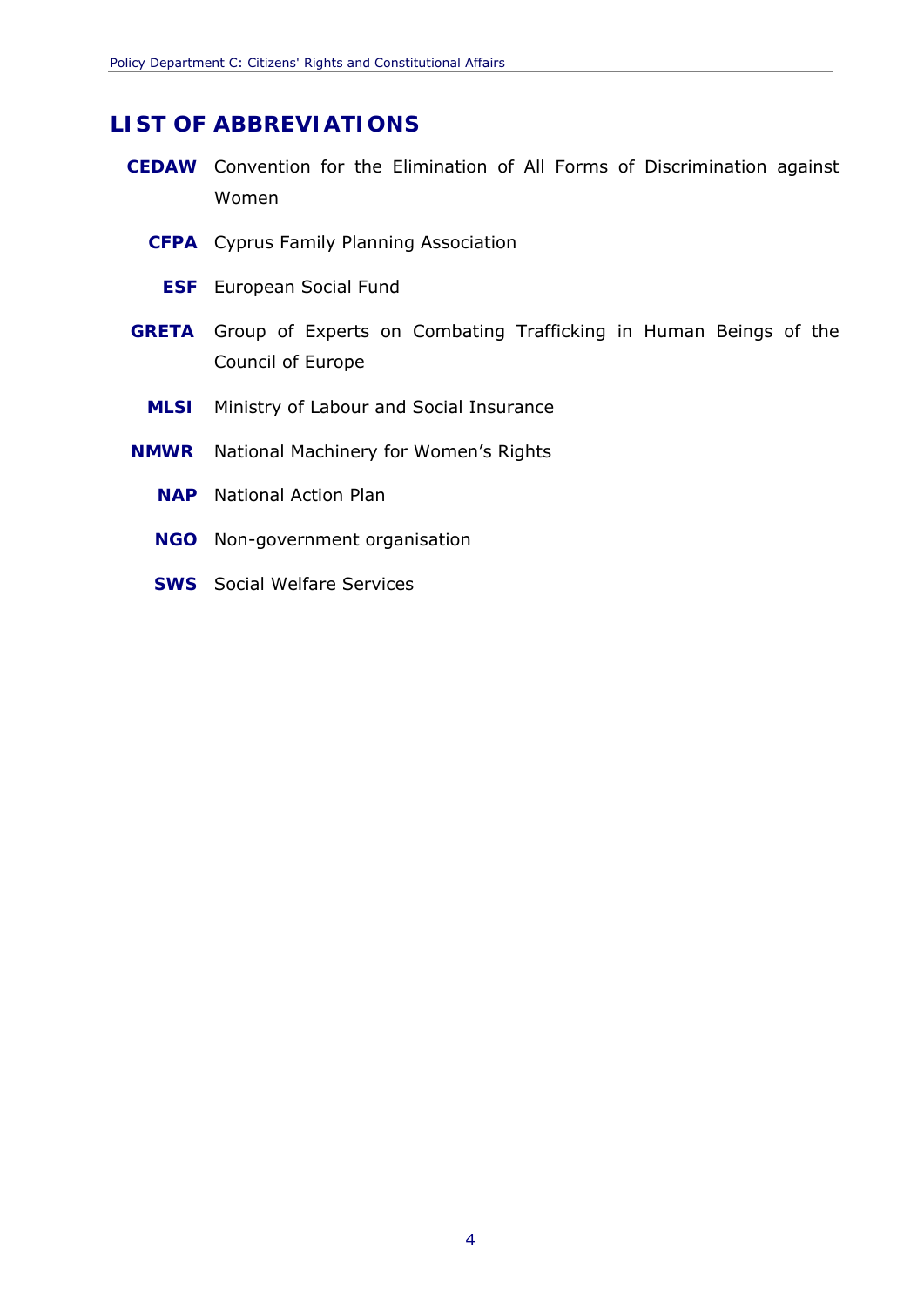# LIST OF ABBREVIATIONS

**CEDAW** Convention for the Elimination of All Forms of Discrimination against Women

**CFPA** Cyprus Family Planning Association

**ESF** European Social Fund

**GRETA** Group of Experts on Combating Trafficking in Human Beings of the Council of Europe

**MLSI** Ministry of Labour and Social Insurance

**NMWR** National Machinery for Women's Rights

**NAP** National Action Plan

**NGO** Non-government organisation

**SWS** Social Welfare Services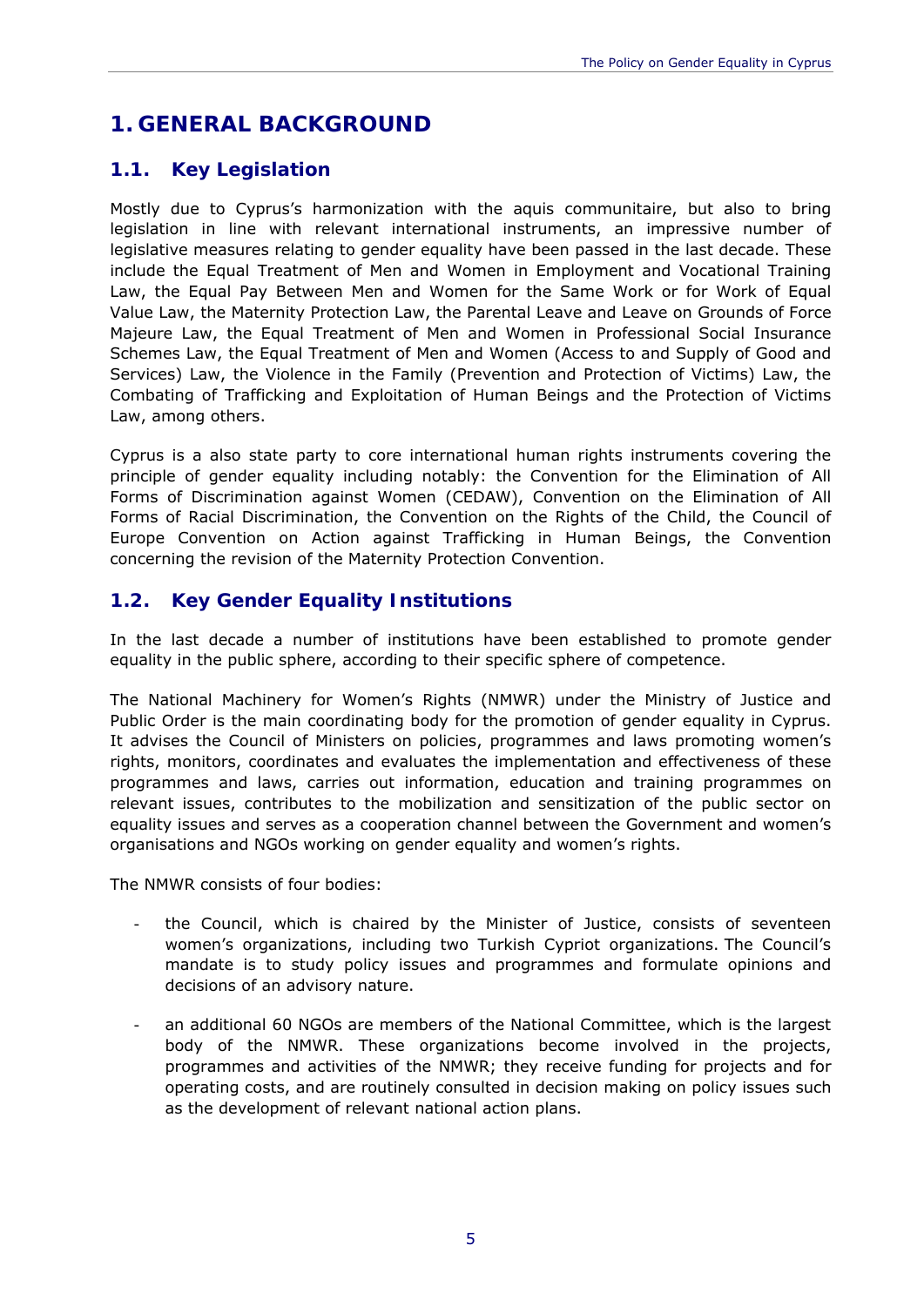# 1. GENERAL BACKGROUND

## 1.1. Key Legislation

Mostly due to Cyprus's harmonization with the aquis communitaire, but also to bring legislation in line with relevant international instruments, an impressive number of legislative measures relating to gender equality have been passed in the last decade. These include the Equal Treatment of Men and Women in Employment and Vocational Training Law, the Equal Pay Between Men and Women for the Same Work or for Work of Equal Value Law, the Maternity Protection Law, the Parental Leave and Leave on Grounds of Force Majeure Law, the Equal Treatment of Men and Women in Professional Social Insurance Schemes Law, the Equal Treatment of Men and Women (Access to and Supply of Good and Services) Law, the Violence in the Family (Prevention and Protection of Victims) Law, the Combating of Trafficking and Exploitation of Human Beings and the Protection of Victims Law, among others.

Cyprus is a also state party to core international human rights instruments covering the principle of gender equality including notably: the Convention for the Elimination of All Forms of Discrimination against Women (CEDAW), Convention on the Elimination of All Forms of Racial Discrimination, the Convention on the Rights of the Child, the Council of Europe Convention on Action against Trafficking in Human Beings, the Convention concerning the revision of the Maternity Protection Convention.

## 1.2. Key Gender Equality Institutions

In the last decade a number of institutions have been established to promote gender equality in the public sphere, according to their specific sphere of competence.

The National Machinery for Women's Rights (NMWR) under the Ministry of Justice and Public Order is the main coordinating body for the promotion of gender equality in Cyprus. It advises the Council of Ministers on policies, programmes and laws promoting women's rights, monitors, coordinates and evaluates the implementation and effectiveness of these programmes and laws, carries out information, education and training programmes on relevant issues, contributes to the mobilization and sensitization of the public sector on equality issues and serves as a cooperation channel between the Government and women's organisations and NGOs working on gender equality and women's rights.

The NMWR consists of four bodies:

- the Council, which is chaired by the Minister of Justice, consists of seventeen women's organizations, including two Turkish Cypriot organizations. The Council's mandate is to study policy issues and programmes and formulate opinions and decisions of an advisory nature.
- an additional 60 NGOs are members of the National Committee, which is the largest body of the NMWR. These organizations become involved in the projects, programmes and activities of the NMWR; they receive funding for projects and for operating costs, and are routinely consulted in decision making on policy issues such as the development of relevant national action plans.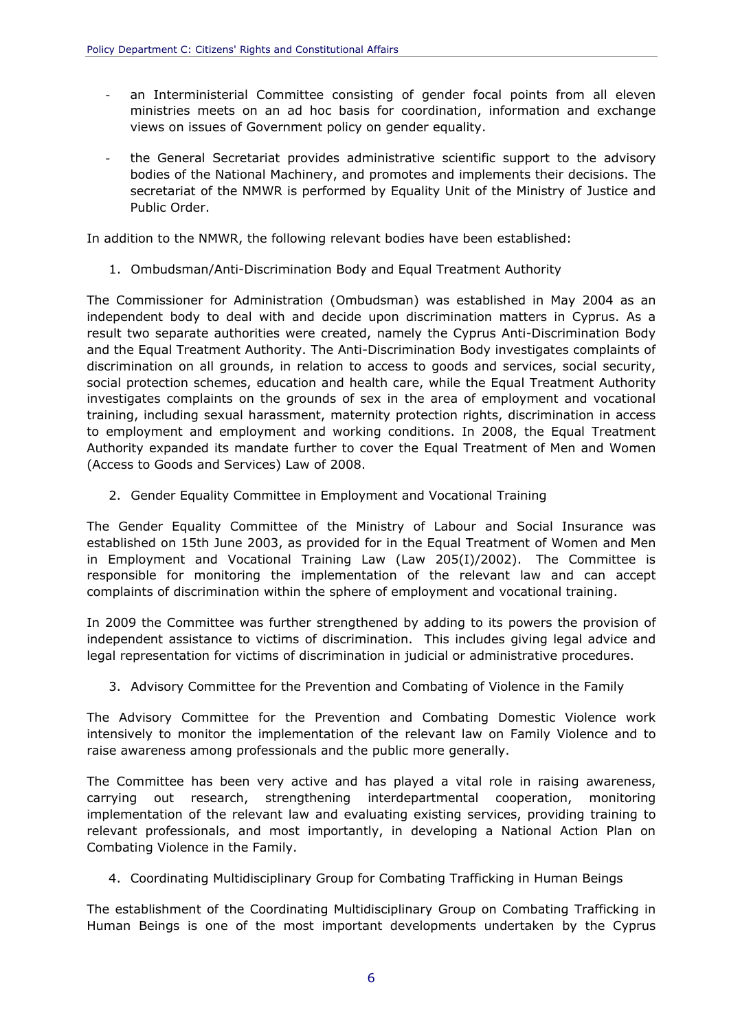- an Interministerial Committee consisting of gender focal points from all eleven ministries meets on an ad hoc basis for coordination, information and exchange views on issues of Government policy on gender equality.

- the General Secretariat provides administrative scientific support to the advisory bodies of the National Machinery, and promotes and implements their decisions. The secretariat of the NMWR is performed by Equality Unit of the Ministry of Justice and Public Order.

In addition to the NMWR, the following relevant bodies have been established:

1. Ombudsman/Anti-Discrimination Body and Equal Treatment Authority

The Commissioner for Administration (Ombudsman) was established in May 2004 as an independent body to deal with and decide upon discrimination matters in Cyprus. As a result two separate authorities were created, namely the Cyprus Anti-Discrimination Body and the Equal Treatment Authority. The Anti-Discrimination Body investigates complaints of discrimination on all grounds, in relation to access to goods and services, social security, social protection schemes, education and health care, while the Equal Treatment Authority investigates complaints on the grounds of sex in the area of employment and vocational training, including sexual harassment, maternity protection rights, discrimination in access to employment and employment and working conditions. In 2008, the Equal Treatment Authority expanded its mandate further to cover the Equal Treatment of Men and Women (Access to Goods and Services) Law of 2008.

2. Gender Equality Committee in Employment and Vocational Training

The Gender Equality Committee of the Ministry of Labour and Social Insurance was established on 15th June 2003, as provided for in the Equal Treatment of Women and Men in Employment and Vocational Training Law (Law 205(I)/2002). The Committee is responsible for monitoring the implementation of the relevant law and can accept complaints of discrimination within the sphere of employment and vocational training.

In 2009 the Committee was further strengthened by adding to its powers the provision of independent assistance to victims of discrimination. This includes giving legal advice and legal representation for victims of discrimination in judicial or administrative procedures.

3. Advisory Committee for the Prevention and Combating of Violence in the Family

The Advisory Committee for the Prevention and Combating Domestic Violence work intensively to monitor the implementation of the relevant law on Family Violence and to raise awareness among professionals and the public more generally.

The Committee has been very active and has played a vital role in raising awareness, carrying out research, strengthening interdepartmental cooperation, monitoring implementation of the relevant law and evaluating existing services, providing training to relevant professionals, and most importantly, in developing a National Action Plan on Combating Violence in the Family.

4. Coordinating Multidisciplinary Group for Combating Trafficking in Human Beings

The establishment of the Coordinating Multidisciplinary Group on Combating Trafficking in Human Beings is one of the most important developments undertaken by the Cyprus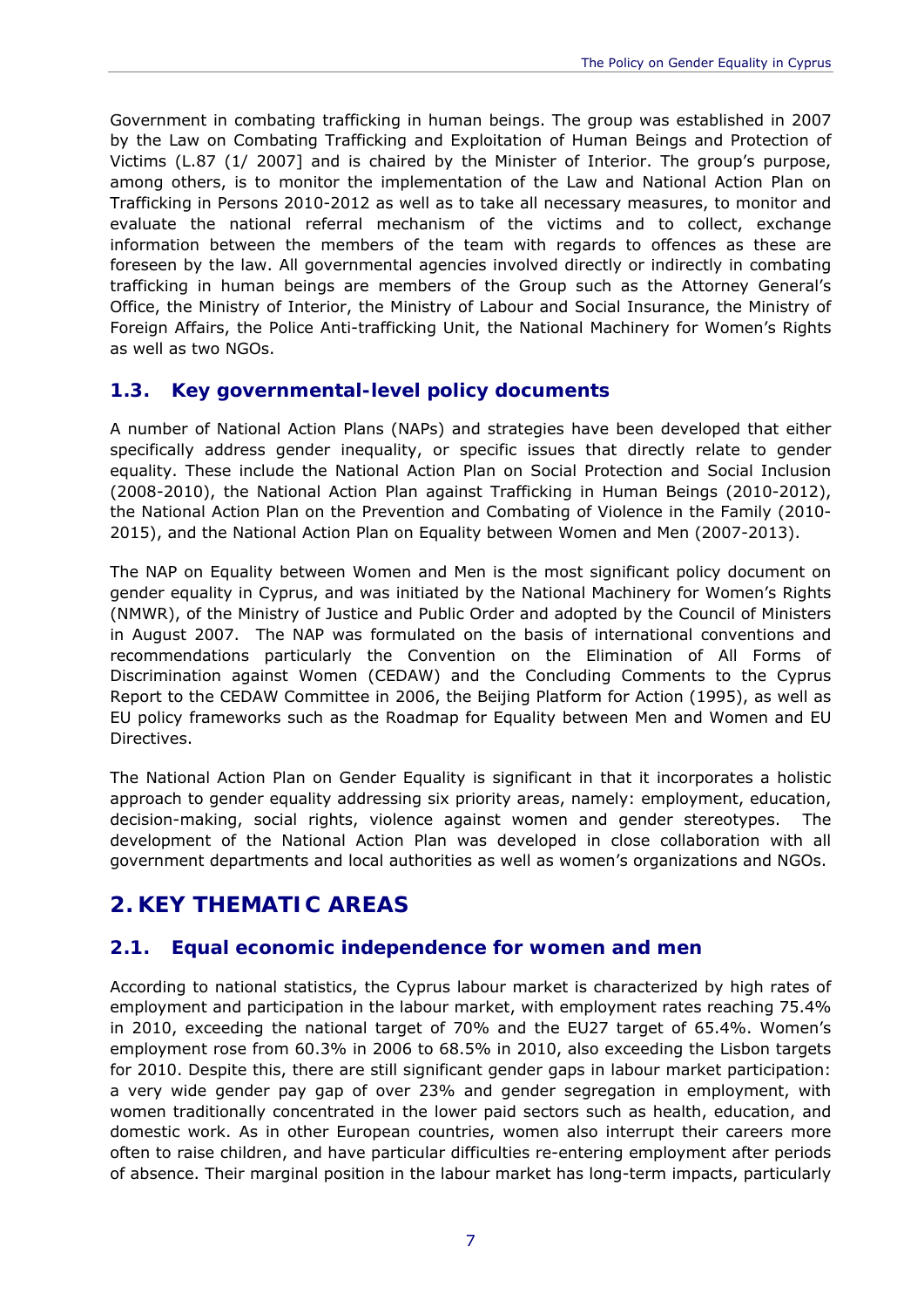Government in combating trafficking in human beings. The group was established in 2007 by the Law on Combating Trafficking and Exploitation of Human Beings and Protection of Victims (L.87 (1/ 2007] and is chaired by the Minister of Interior. The group's purpose, among others, is to monitor the implementation of the Law and National Action Plan on Trafficking in Persons 2010-2012 as well as to take all necessary measures, to monitor and evaluate the national referral mechanism of the victims and to collect, exchange information between the members of the team with regards to offences as these are foreseen by the law. All governmental agencies involved directly or indirectly in combating trafficking in human beings are members of the Group such as the Attorney General's Office, the Ministry of Interior, the Ministry of Labour and Social Insurance, the Ministry of Foreign Affairs, the Police Anti-trafficking Unit, the National Machinery for Women's Rights as well as two NGOs.

### 1.3. Key governmental-level policy documents

A number of National Action Plans (NAPs) and strategies have been developed that either specifically address gender inequality, or specific issues that directly relate to gender equality. These include the National Action Plan on Social Protection and Social Inclusion (2008-2010), the National Action Plan against Trafficking in Human Beings (2010-2012), the National Action Plan on the Prevention and Combating of Violence in the Family (2010-2015), and the National Action Plan on Equality between Women and Men (2007-2013).

The NAP on Equality between Women and Men is the most significant policy document on gender equality in Cyprus, and was initiated by the National Machinery for Women's Rights (NMWR), of the Ministry of Justice and Public Order and adopted by the Council of Ministers in August 2007. The NAP was formulated on the basis of international conventions and recommendations particularly the Convention on the Elimination of All Forms of Discrimination against Women (CEDAW) and the Concluding Comments to the Cyprus Report to the CEDAW Committee in 2006, the Beijing Platform for Action (1995), as well as EU policy frameworks such as the Roadmap for Equality between Men and Women and EU Directives.

The National Action Plan on Gender Equality is significant in that it incorporates a holistic approach to gender equality addressing six priority areas, namely: employment, education, decision-making, social rights, violence against women and gender stereotypes. The development of the National Action Plan was developed in close collaboration with all government departments and local authorities as well as women's organizations and NGOs.

## 2. KEY THEMATIC AREAS

### 2.1. Equal economic independence for women and men

According to national statistics, the Cyprus labour market is characterized by high rates of employment and participation in the labour market, with employment rates reaching 75.4% in 2010, exceeding the national target of 70% and the EU27 target of 65.4%. Women's employment rose from 60.3% in 2006 to 68.5% in 2010, also exceeding the Lisbon targets for 2010. Despite this, there are still significant gender gaps in labour market participation: a very wide gender pay gap of over 23% and gender segregation in employment, with women traditionally concentrated in the lower paid sectors such as health, education, and domestic work. As in other European countries, women also interrupt their careers more often to raise children, and have particular difficulties re-entering employment after periods of absence. Their marginal position in the labour market has long-term impacts, particularly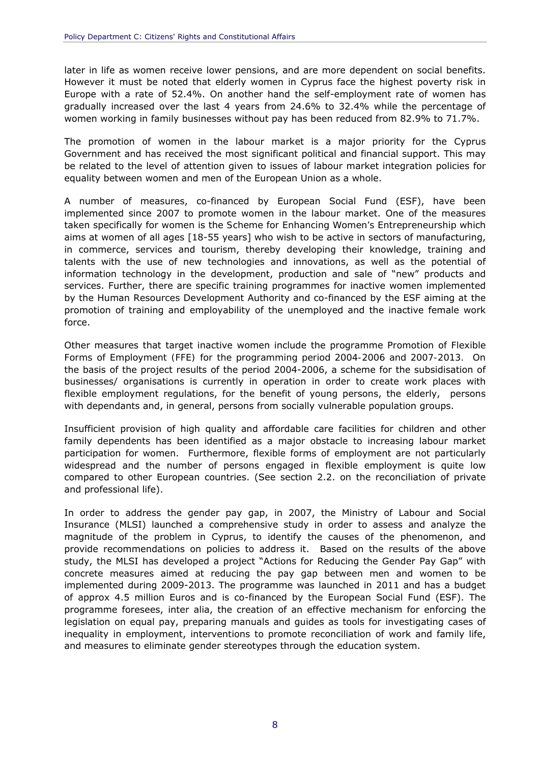later in life as women receive lower pensions, and are more dependent on social benefits. However it must be noted that elderly women in Cyprus face the highest poverty risk in Europe with a rate of 52.4%. On another hand the self-employment rate of women has gradually increased over the last 4 years from 24.6% to 32.4% while the percentage of women working in family businesses without pay has been reduced from 82.9% to 71.7%.

The promotion of women in the labour market is a major priority for the Cyprus Government and has received the most significant political and financial support. This may be related to the level of attention given to issues of labour market integration policies for equality between women and men of the European Union as a whole.

A number of measures, co-financed by European Social Fund (ESF), have been implemented since 2007 to promote women in the labour market. One of the measures taken specifically for women is the Scheme for Enhancing Women's Entrepreneurship which aims at women of all ages [18-55 years] who wish to be active in sectors of manufacturing, in commerce, services and tourism, thereby developing their knowledge, training and talents with the use of new technologies and innovations, as well as the potential of information technology in the development, production and sale of "new" products and services. Further, there are specific training programmes for inactive women implemented by the Human Resources Development Authority and co-financed by the ESF aiming at the promotion of training and employability of the unemployed and the inactive female work force.

Other measures that target inactive women include the programme Promotion of Flexible Forms of Employment (FFE) for the programming period 2004-2006 and 2007-2013. On the basis of the project results of the period 2004-2006, a scheme for the subsidisation of businesses/ organisations is currently in operation in order to create work places with flexible employment regulations, for the benefit of young persons, the elderly, persons with dependants and, in general, persons from socially vulnerable population groups.

Insufficient provision of high quality and affordable care facilities for children and other family dependents has been identified as a major obstacle to increasing labour market participation for women. Furthermore, flexible forms of employment are not particularly widespread and the number of persons engaged in flexible employment is quite low compared to other European countries. (See section 2.2. on the reconciliation of private and professional life).

In order to address the gender pay gap, in 2007, the Ministry of Labour and Social Insurance (MLSI) launched a comprehensive study in order to assess and analyze the magnitude of the problem in Cyprus, to identify the causes of the phenomenon, and provide recommendations on policies to address it. Based on the results of the above study, the MLSI has developed a project "Actions for Reducing the Gender Pay Gap" with concrete measures aimed at reducing the pay gap between men and women to be implemented during 2009-2013. The programme was launched in 2011 and has a budget of approx 4.5 million Euros and is co-financed by the European Social Fund (ESF). The programme foresees, inter alia, the creation of an effective mechanism for enforcing the legislation on equal pay, preparing manuals and guides as tools for investigating cases of inequality in employment, interventions to promote reconciliation of work and family life, and measures to eliminate gender stereotypes through the education system.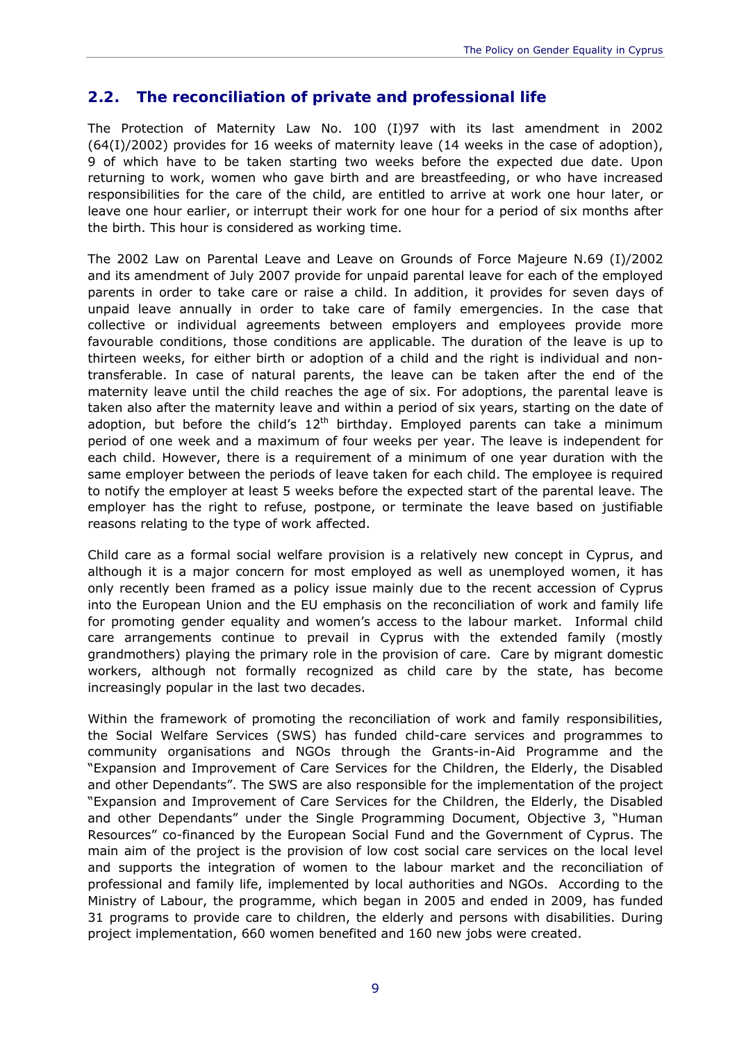## 2.2. The reconciliation of private and professional life

The Protection of Maternity Law No. 100 (I)97 with its last amendment in 2002 (64(I)/2002) provides for 16 weeks of maternity leave (14 weeks in the case of adoption), 9 of which have to be taken starting two weeks before the expected due date. Upon returning to work, women who gave birth and are breastfeeding, or who have increased responsibilities for the care of the child, are entitled to arrive at work one hour later, or leave one hour earlier, or interrupt their work for one hour for a period of six months after the birth. This hour is considered as working time.

The 2002 Law on Parental Leave and Leave on Grounds of Force Majeure N.69 (I)/2002 and its amendment of July 2007 provide for unpaid parental leave for each of the employed parents in order to take care or raise a child. In addition, it provides for seven days of unpaid leave annually in order to take care of family emergencies. In the case that collective or individual agreements between employers and employees provide more favourable conditions, those conditions are applicable. The duration of the leave is up to thirteen weeks, for either birth or adoption of a child and the right is individual and non-transferable. In case of natural parents, the leave can be taken after the end of the maternity leave until the child reaches the age of six. For adoptions, the parental leave is taken also after the maternity leave and within a period of six years, starting on the date of adoption, but before the child's 12th birthday. Employed parents can take a minimum period of one week and a maximum of four weeks per year. The leave is independent for each child. However, there is a requirement of a minimum of one year duration with the same employer between the periods of leave taken for each child. The employee is required to notify the employer at least 5 weeks before the expected start of the parental leave. The employer has the right to refuse, postpone, or terminate the leave based on justifiable reasons relating to the type of work affected.

Child care as a formal social welfare provision is a relatively new concept in Cyprus, and although it is a major concern for most employed as well as unemployed women, it has only recently been framed as a policy issue mainly due to the recent accession of Cyprus into the European Union and the EU emphasis on the reconciliation of work and family life for promoting gender equality and women's access to the labour market. Informal child care arrangements continue to prevail in Cyprus with the extended family (mostly grandmothers) playing the primary role in the provision of care. Care by migrant domestic workers, although not formally recognized as child care by the state, has become increasingly popular in the last two decades.

Within the framework of promoting the reconciliation of work and family responsibilities, the Social Welfare Services (SWS) has funded child-care services and programmes to community organisations and NGOs through the Grants-in-Aid Programme and the "Expansion and Improvement of Care Services for the Children, the Elderly, the Disabled and other Dependants". The SWS are also responsible for the implementation of the project "Expansion and Improvement of Care Services for the Children, the Elderly, the Disabled and other Dependants" under the Single Programming Document, Objective 3, "Human Resources" co-financed by the European Social Fund and the Government of Cyprus. The main aim of the project is the provision of low cost social care services on the local level and supports the integration of women to the labour market and the reconciliation of professional and family life, implemented by local authorities and NGOs. According to the Ministry of Labour, the programme, which began in 2005 and ended in 2009, has funded 31 programs to provide care to children, the elderly and persons with disabilities. During project implementation, 660 women benefited and 160 new jobs were created.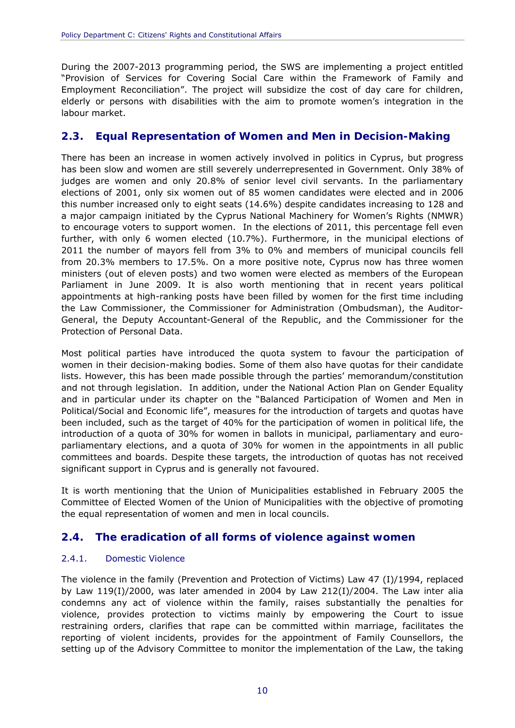During the 2007-2013 programming period, the SWS are implementing a project entitled "Provision of Services for Covering Social Care within the Framework of Family and Employment Reconciliation". The project will subsidize the cost of day care for children, elderly or persons with disabilities with the aim to promote women's integration in the labour market.

## 2.3. Equal Representation of Women and Men in Decision-Making

There has been an increase in women actively involved in politics in Cyprus, but progress has been slow and women are still severely underrepresented in Government. Only 38% of judges are women and only 20.8% of senior level civil servants. In the parliamentary elections of 2001, only six women out of 85 women candidates were elected and in 2006 this number increased only to eight seats (14.6%) despite candidates increasing to 128 and a major campaign initiated by the Cyprus National Machinery for Women's Rights (NMWR) to encourage voters to support women. In the elections of 2011, this percentage fell even further, with only 6 women elected (10.7%). Furthermore, in the municipal elections of 2011 the number of mayors fell from 3% to 0% and members of municipal councils fell from 20.3% members to 17.5%. On a more positive note, Cyprus now has three women ministers (out of eleven posts) and two women were elected as members of the European Parliament in June 2009. It is also worth mentioning that in recent years political appointments at high-ranking posts have been filled by women for the first time including the Law Commissioner, the Commissioner for Administration (Ombudsman), the Auditor-General, the Deputy Accountant-General of the Republic, and the Commissioner for the Protection of Personal Data.

Most political parties have introduced the quota system to favour the participation of women in their decision-making bodies. Some of them also have quotas for their candidate lists. However, this has been made possible through the parties' memorandum/constitution and not through legislation. In addition, under the National Action Plan on Gender Equality and in particular under its chapter on the "Balanced Participation of Women and Men in Political/Social and Economic life", measures for the introduction of targets and quotas have been included, such as the target of 40% for the participation of women in political life, the introduction of a quota of 30% for women in ballots in municipal, parliamentary and euro-parliamentary elections, and a quota of 30% for women in the appointments in all public committees and boards. Despite these targets, the introduction of quotas has not received significant support in Cyprus and is generally not favoured.

It is worth mentioning that the Union of Municipalities established in February 2005 the Committee of Elected Women of the Union of Municipalities with the objective of promoting the equal representation of women and men in local councils.

## 2.4. The eradication of all forms of violence against women

### 2.4.1. Domestic Violence

The violence in the family (Prevention and Protection of Victims) Law 47 (I)/1994, replaced by Law 119(I)/2000, was later amended in 2004 by Law 212(I)/2004. The Law inter alia condemns any act of violence within the family, raises substantially the penalties for violence, provides protection to victims mainly by empowering the Court to issue restraining orders, clarifies that rape can be committed within marriage, facilitates the reporting of violent incidents, provides for the appointment of Family Counsellors, the setting up of the Advisory Committee to monitor the implementation of the Law, the taking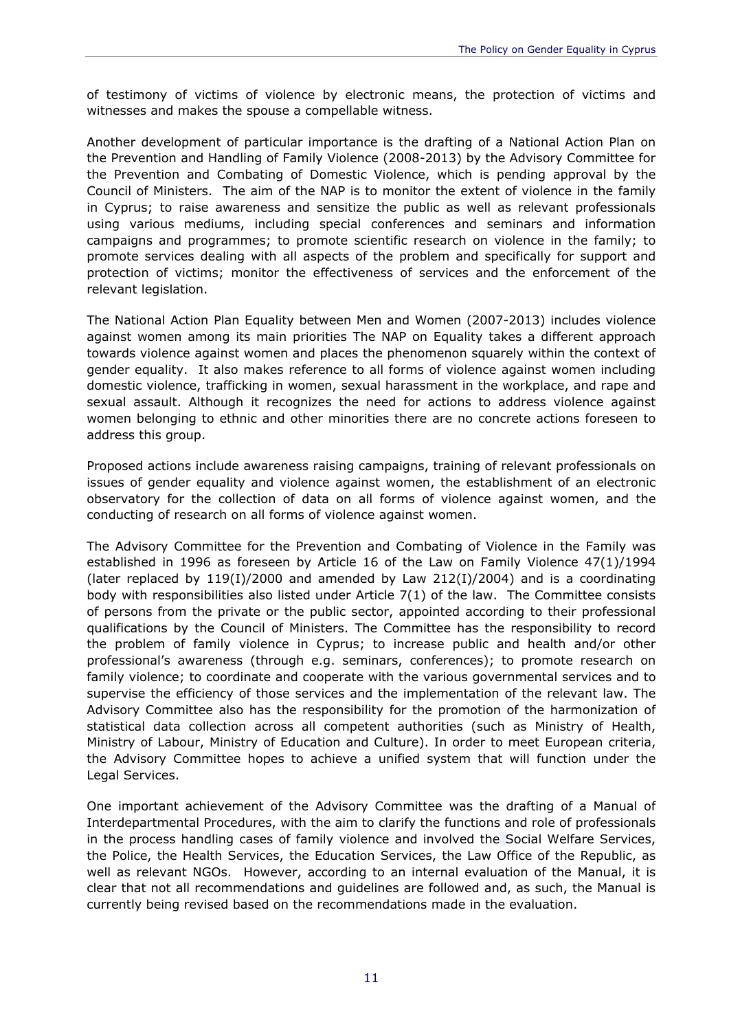of testimony of victims of violence by electronic means, the protection of victims and witnesses and makes the spouse a compellable witness.

Another development of particular importance is the drafting of a National Action Plan on the Prevention and Handling of Family Violence (2008-2013) by the Advisory Committee for the Prevention and Combating of Domestic Violence, which is pending approval by the Council of Ministers. The aim of the NAP is to monitor the extent of violence in the family in Cyprus; to raise awareness and sensitize the public as well as relevant professionals using various mediums, including special conferences and seminars and information campaigns and programmes; to promote scientific research on violence in the family; to promote services dealing with all aspects of the problem and specifically for support and protection of victims; monitor the effectiveness of services and the enforcement of the relevant legislation.

The National Action Plan Equality between Men and Women (2007-2013) includes violence against women among its main priorities The NAP on Equality takes a different approach towards violence against women and places the phenomenon squarely within the context of gender equality. It also makes reference to all forms of violence against women including domestic violence, trafficking in women, sexual harassment in the workplace, and rape and sexual assault. Although it recognizes the need for actions to address violence against women belonging to ethnic and other minorities there are no concrete actions foreseen to address this group.

Proposed actions include awareness raising campaigns, training of relevant professionals on issues of gender equality and violence against women, the establishment of an electronic observatory for the collection of data on all forms of violence against women, and the conducting of research on all forms of violence against women.

The Advisory Committee for the Prevention and Combating of Violence in the Family was established in 1996 as foreseen by Article 16 of the Law on Family Violence 47(1)/1994 (later replaced by 119(I)/2000 and amended by Law 212(I)/2004) and is a coordinating body with responsibilities also listed under Article 7(1) of the law. The Committee consists of persons from the private or the public sector, appointed according to their professional qualifications by the Council of Ministers. The Committee has the responsibility to record the problem of family violence in Cyprus; to increase public and health and/or other professional's awareness (through e.g. seminars, conferences); to promote research on family violence; to coordinate and cooperate with the various governmental services and to supervise the efficiency of those services and the implementation of the relevant law. The Advisory Committee also has the responsibility for the promotion of the harmonization of statistical data collection across all competent authorities (such as Ministry of Health, Ministry of Labour, Ministry of Education and Culture). In order to meet European criteria, the Advisory Committee hopes to achieve a unified system that will function under the Legal Services.

One important achievement of the Advisory Committee was the drafting of a Manual of Interdepartmental Procedures, with the aim to clarify the functions and role of professionals in the process handling cases of family violence and involved the Social Welfare Services, the Police, the Health Services, the Education Services, the Law Office of the Republic, as well as relevant NGOs. However, according to an internal evaluation of the Manual, it is clear that not all recommendations and guidelines are followed and, as such, the Manual is currently being revised based on the recommendations made in the evaluation.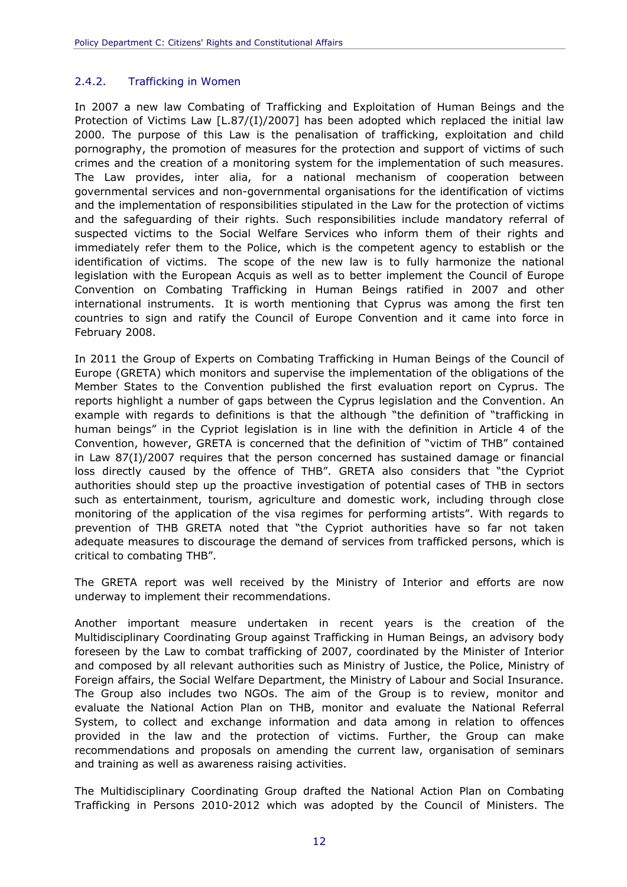### 2.4.2. Trafficking in Women

In 2007 a new law Combating of Trafficking and Exploitation of Human Beings and the Protection of Victims Law [L.87/(I)/2007] has been adopted which replaced the initial law 2000. The purpose of this Law is the penalisation of trafficking, exploitation and child pornography, the promotion of measures for the protection and support of victims of such crimes and the creation of a monitoring system for the implementation of such measures. The Law provides, inter alia, for a national mechanism of cooperation between governmental services and non-governmental organisations for the identification of victims and the implementation of responsibilities stipulated in the Law for the protection of victims and the safeguarding of their rights. Such responsibilities include mandatory referral of suspected victims to the Social Welfare Services who inform them of their rights and immediately refer them to the Police, which is the competent agency to establish or the identification of victims. The scope of the new law is to fully harmonize the national legislation with the European Acquis as well as to better implement the Council of Europe Convention on Combating Trafficking in Human Beings ratified in 2007 and other international instruments. It is worth mentioning that Cyprus was among the first ten countries to sign and ratify the Council of Europe Convention and it came into force in February 2008.

In 2011 the Group of Experts on Combating Trafficking in Human Beings of the Council of Europe (GRETA) which monitors and supervise the implementation of the obligations of the Member States to the Convention published the first evaluation report on Cyprus. The reports highlight a number of gaps between the Cyprus legislation and the Convention. An example with regards to definitions is that the although "the definition of "trafficking in human beings" in the Cypriot legislation is in line with the definition in Article 4 of the Convention, however, GRETA is concerned that the definition of "victim of THB" contained in Law 87(I)/2007 requires that the person concerned has sustained damage or financial loss directly caused by the offence of THB". GRETA also considers that "the Cypriot authorities should step up the proactive investigation of potential cases of THB in sectors such as entertainment, tourism, agriculture and domestic work, including through close monitoring of the application of the visa regimes for performing artists". With regards to prevention of THB GRETA noted that "the Cypriot authorities have so far not taken adequate measures to discourage the demand of services from trafficked persons, which is critical to combating THB".

The GRETA report was well received by the Ministry of Interior and efforts are now underway to implement their recommendations.

Another important measure undertaken in recent years is the creation of the Multidisciplinary Coordinating Group against Trafficking in Human Beings, an advisory body foreseen by the Law to combat trafficking of 2007, coordinated by the Minister of Interior and composed by all relevant authorities such as Ministry of Justice, the Police, Ministry of Foreign affairs, the Social Welfare Department, the Ministry of Labour and Social Insurance. The Group also includes two NGOs. The aim of the Group is to review, monitor and evaluate the National Action Plan on THB, monitor and evaluate the National Referral System, to collect and exchange information and data among in relation to offences provided in the law and the protection of victims. Further, the Group can make recommendations and proposals on amending the current law, organisation of seminars and training as well as awareness raising activities.

The Multidisciplinary Coordinating Group drafted the National Action Plan on Combating Trafficking in Persons 2010-2012 which was adopted by the Council of Ministers. The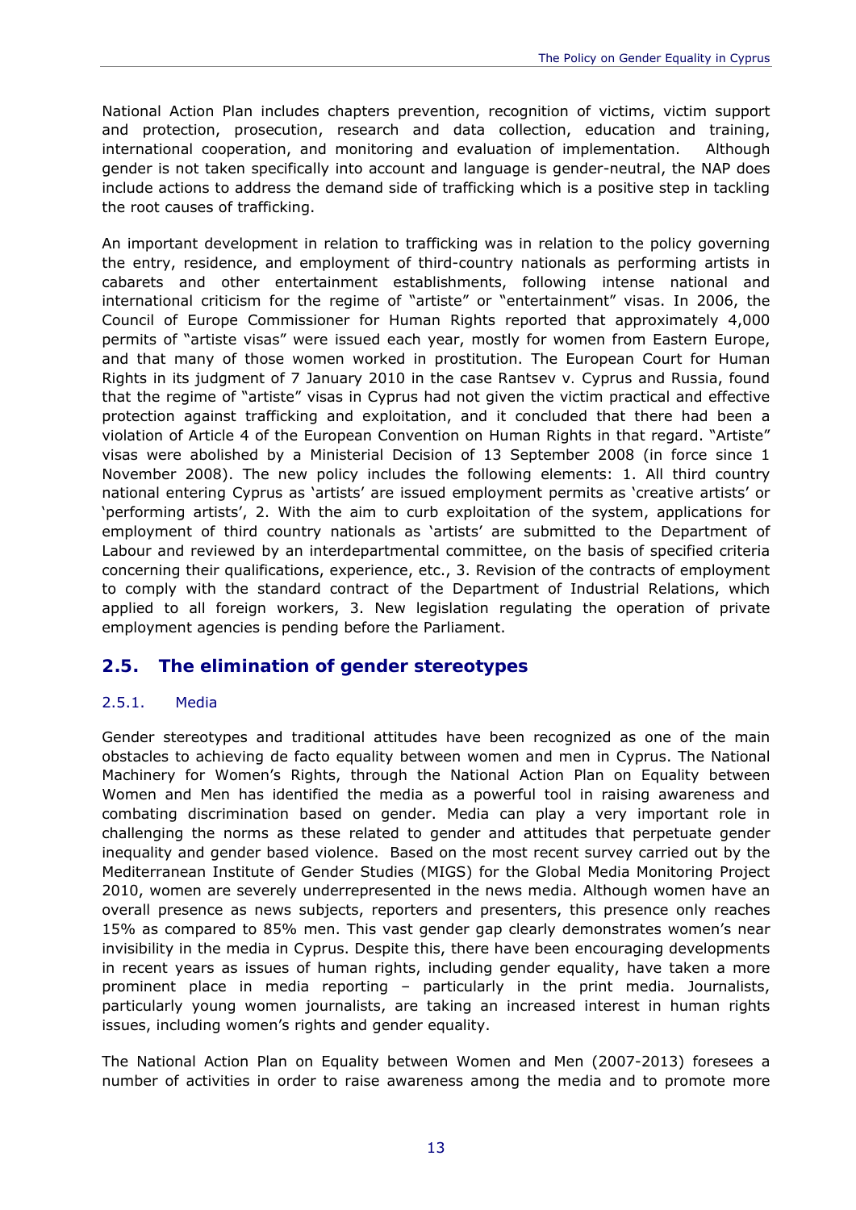National Action Plan includes chapters prevention, recognition of victims, victim support and protection, prosecution, research and data collection, education and training, international cooperation, and monitoring and evaluation of implementation. Although gender is not taken specifically into account and language is gender-neutral, the NAP does include actions to address the demand side of trafficking which is a positive step in tackling the root causes of trafficking.

An important development in relation to trafficking was in relation to the policy governing the entry, residence, and employment of third-country nationals as performing artists in cabarets and other entertainment establishments, following intense national and international criticism for the regime of "artiste" or "entertainment" visas. In 2006, the Council of Europe Commissioner for Human Rights reported that approximately 4,000 permits of "artiste visas" were issued each year, mostly for women from Eastern Europe, and that many of those women worked in prostitution. The European Court for Human Rights in its judgment of 7 January 2010 in the case Rantsev v. Cyprus and Russia, found that the regime of "artiste" visas in Cyprus had not given the victim practical and effective protection against trafficking and exploitation, and it concluded that there had been a violation of Article 4 of the European Convention on Human Rights in that regard. "Artiste" visas were abolished by a Ministerial Decision of 13 September 2008 (in force since 1 November 2008). The new policy includes the following elements: 1. All third country national entering Cyprus as 'artists' are issued employment permits as 'creative artists' or 'performing artists', 2. With the aim to curb exploitation of the system, applications for employment of third country nationals as 'artists' are submitted to the Department of Labour and reviewed by an interdepartmental committee, on the basis of specified criteria concerning their qualifications, experience, etc., 3. Revision of the contracts of employment to comply with the standard contract of the Department of Industrial Relations, which applied to all foreign workers, 3. New legislation regulating the operation of private employment agencies is pending before the Parliament.

## 2.5. The elimination of gender stereotypes

### 2.5.1. Media

Gender stereotypes and traditional attitudes have been recognized as one of the main obstacles to achieving de facto equality between women and men in Cyprus. The National Machinery for Women's Rights, through the National Action Plan on Equality between Women and Men has identified the media as a powerful tool in raising awareness and combating discrimination based on gender. Media can play a very important role in challenging the norms as these related to gender and attitudes that perpetuate gender inequality and gender based violence. Based on the most recent survey carried out by the Mediterranean Institute of Gender Studies (MIGS) for the Global Media Monitoring Project 2010, women are severely underrepresented in the news media. Although women have an overall presence as news subjects, reporters and presenters, this presence only reaches 15% as compared to 85% men. This vast gender gap clearly demonstrates women's near invisibility in the media in Cyprus. Despite this, there have been encouraging developments in recent years as issues of human rights, including gender equality, have taken a more prominent place in media reporting – particularly in the print media. Journalists, particularly young women journalists, are taking an increased interest in human rights issues, including women's rights and gender equality.

The National Action Plan on Equality between Women and Men (2007-2013) foresees a number of activities in order to raise awareness among the media and to promote more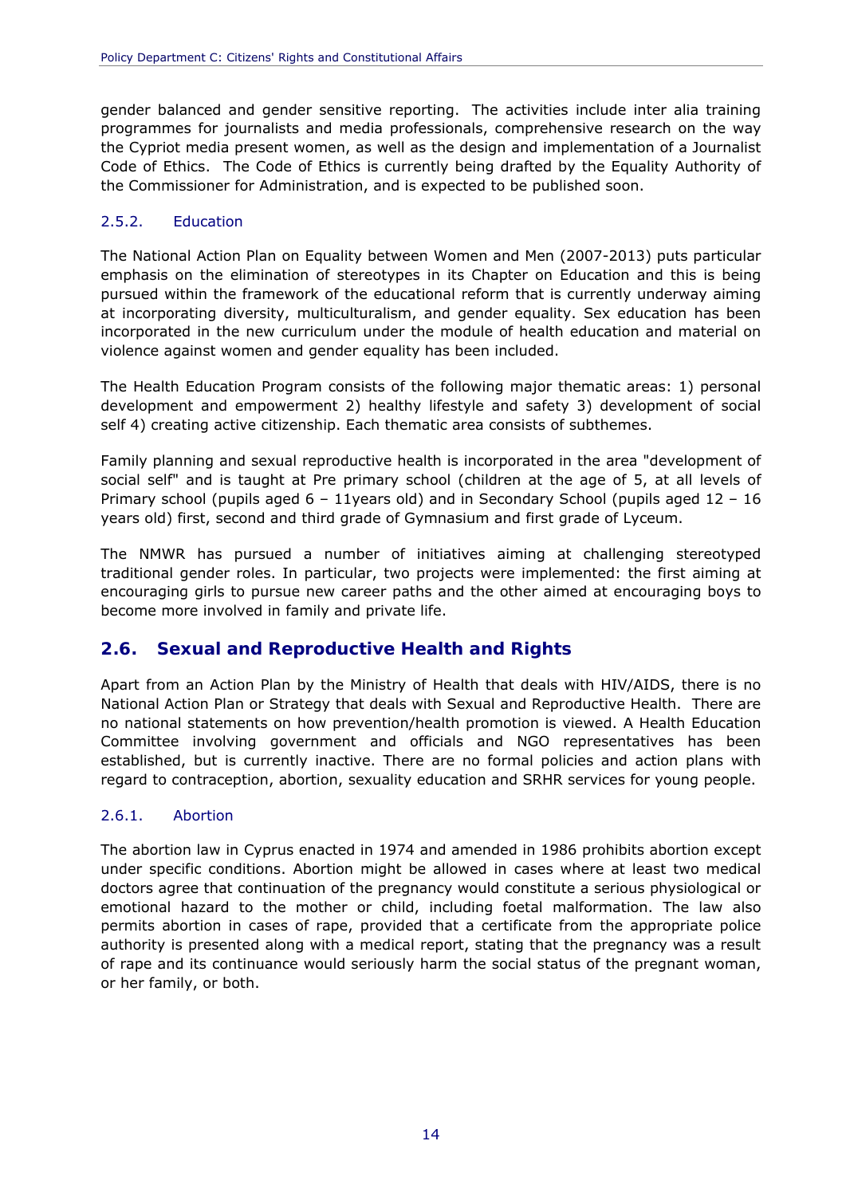gender balanced and gender sensitive reporting. The activities include inter alia training programmes for journalists and media professionals, comprehensive research on the way the Cypriot media present women, as well as the design and implementation of a Journalist Code of Ethics. The Code of Ethics is currently being drafted by the Equality Authority of the Commissioner for Administration, and is expected to be published soon.

### 2.5.2. Education

The National Action Plan on Equality between Women and Men (2007-2013) puts particular emphasis on the elimination of stereotypes in its Chapter on Education and this is being pursued within the framework of the educational reform that is currently underway aiming at incorporating diversity, multiculturalism, and gender equality. Sex education has been incorporated in the new curriculum under the module of health education and material on violence against women and gender equality has been included.

The Health Education Program consists of the following major thematic areas: 1) personal development and empowerment 2) healthy lifestyle and safety 3) development of social self 4) creating active citizenship. Each thematic area consists of subthemes.

Family planning and sexual reproductive health is incorporated in the area "development of social self" and is taught at Pre primary school (children at the age of 5, at all levels of Primary school (pupils aged 6 – 11years old) and in Secondary School (pupils aged 12 – 16 years old) first, second and third grade of Gymnasium and first grade of Lyceum.

The NMWR has pursued a number of initiatives aiming at challenging stereotyped traditional gender roles. In particular, two projects were implemented: the first aiming at encouraging girls to pursue new career paths and the other aimed at encouraging boys to become more involved in family and private life.

## 2.6. Sexual and Reproductive Health and Rights

Apart from an Action Plan by the Ministry of Health that deals with HIV/AIDS, there is no National Action Plan or Strategy that deals with Sexual and Reproductive Health. There are no national statements on how prevention/health promotion is viewed. A Health Education Committee involving government and officials and NGO representatives has been established, but is currently inactive. There are no formal policies and action plans with regard to contraception, abortion, sexuality education and SRHR services for young people.

### 2.6.1. Abortion

The abortion law in Cyprus enacted in 1974 and amended in 1986 prohibits abortion except under specific conditions. Abortion might be allowed in cases where at least two medical doctors agree that continuation of the pregnancy would constitute a serious physiological or emotional hazard to the mother or child, including foetal malformation. The law also permits abortion in cases of rape, provided that a certificate from the appropriate police authority is presented along with a medical report, stating that the pregnancy was a result of rape and its continuance would seriously harm the social status of the pregnant woman, or her family, or both.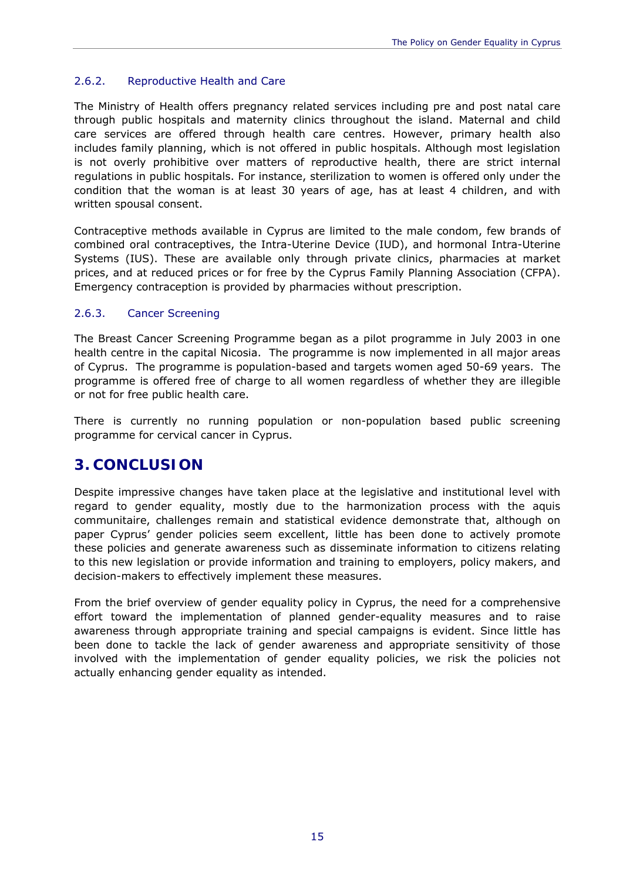### 2.6.2. Reproductive Health and Care

The Ministry of Health offers pregnancy related services including pre and post natal care through public hospitals and maternity clinics throughout the island. Maternal and child care services are offered through health care centres. However, primary health also includes family planning, which is not offered in public hospitals. Although most legislation is not overly prohibitive over matters of reproductive health, there are strict internal regulations in public hospitals. For instance, sterilization to women is offered only under the condition that the woman is at least 30 years of age, has at least 4 children, and with written spousal consent.

Contraceptive methods available in Cyprus are limited to the male condom, few brands of combined oral contraceptives, the Intra-Uterine Device (IUD), and hormonal Intra-Uterine Systems (IUS). These are available only through private clinics, pharmacies at market prices, and at reduced prices or for free by the Cyprus Family Planning Association (CFPA). Emergency contraception is provided by pharmacies without prescription.

### 2.6.3. Cancer Screening

The Breast Cancer Screening Programme began as a pilot programme in July 2003 in one health centre in the capital Nicosia. The programme is now implemented in all major areas of Cyprus. The programme is population-based and targets women aged 50-69 years. The programme is offered free of charge to all women regardless of whether they are illegible or not for free public health care.

There is currently no running population or non-population based public screening programme for cervical cancer in Cyprus.

# 3. CONCLUSION

Despite impressive changes have taken place at the legislative and institutional level with regard to gender equality, mostly due to the harmonization process with the aquis communitaire, challenges remain and statistical evidence demonstrate that, although on paper Cyprus' gender policies seem excellent, little has been done to actively promote these policies and generate awareness such as disseminate information to citizens relating to this new legislation or provide information and training to employers, policy makers, and decision-makers to effectively implement these measures.

From the brief overview of gender equality policy in Cyprus, the need for a comprehensive effort toward the implementation of planned gender-equality measures and to raise awareness through appropriate training and special campaigns is evident. Since little has been done to tackle the lack of gender awareness and appropriate sensitivity of those involved with the implementation of gender equality policies, we risk the policies not actually enhancing gender equality as intended.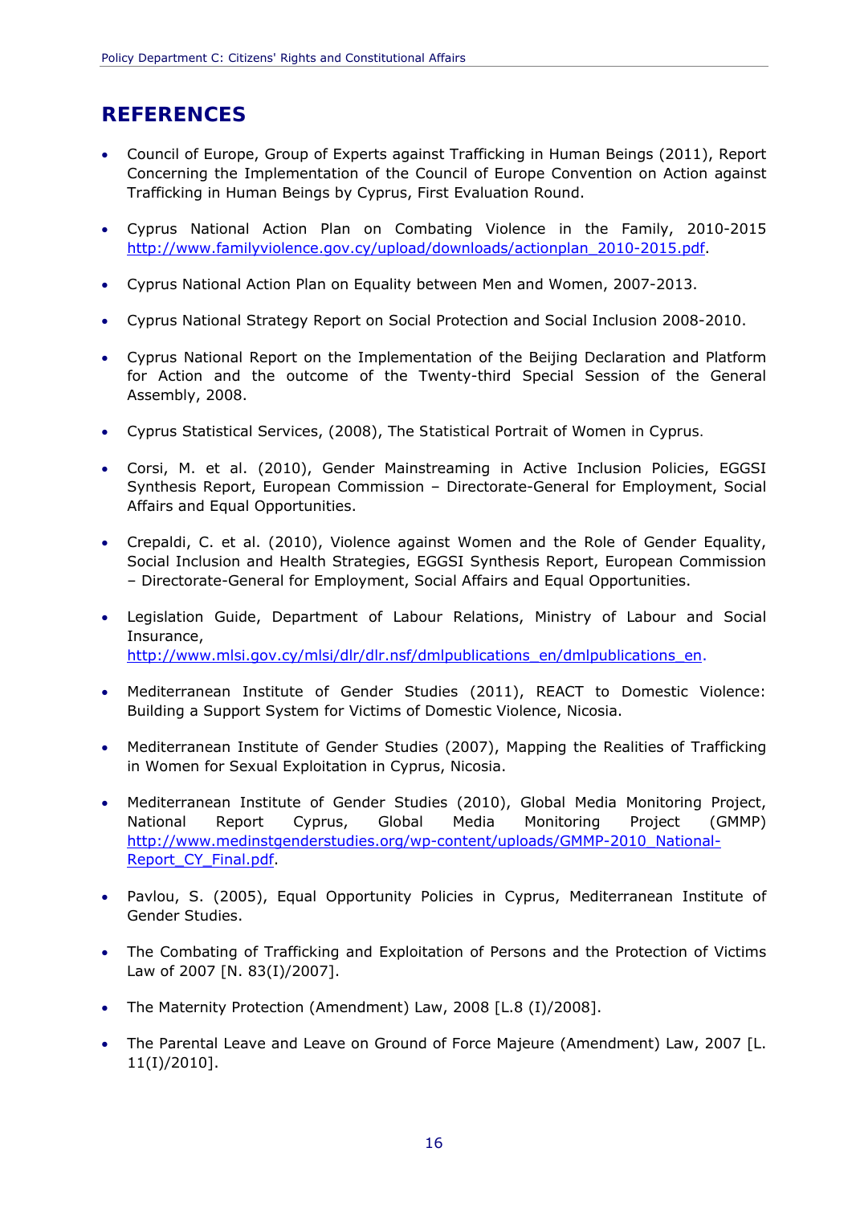# REFERENCES

- Council of Europe, Group of Experts against Trafficking in Human Beings (2011), Report Concerning the Implementation of the Council of Europe Convention on Action against Trafficking in Human Beings by Cyprus, First Evaluation Round.
- Cyprus National Action Plan on Combating Violence in the Family, 2010-2015 http://www.familyviolence.gov.cy/upload/downloads/actionplan_2010-2015.pdf.
- Cyprus National Action Plan on Equality between Men and Women, 2007-2013.
- Cyprus National Strategy Report on Social Protection and Social Inclusion 2008-2010.
- Cyprus National Report on the Implementation of the Beijing Declaration and Platform for Action and the outcome of the Twenty-third Special Session of the General Assembly, 2008.
- Cyprus Statistical Services, (2008), The Statistical Portrait of Women in Cyprus.
- Corsi, M. et al. (2010), Gender Mainstreaming in Active Inclusion Policies, EGGSI Synthesis Report, European Commission – Directorate-General for Employment, Social Affairs and Equal Opportunities.
- Crepaldi, C. et al. (2010), Violence against Women and the Role of Gender Equality, Social Inclusion and Health Strategies, EGGSI Synthesis Report, European Commission – Directorate-General for Employment, Social Affairs and Equal Opportunities.
- Legislation Guide, Department of Labour Relations, Ministry of Labour and Social Insurance, http://www.mlsi.gov.cy/mlsi/dlr/dlr.nsf/dmlpublications_en/dmlpublications_en.
- Mediterranean Institute of Gender Studies (2011), REACT to Domestic Violence: Building a Support System for Victims of Domestic Violence, Nicosia.
- Mediterranean Institute of Gender Studies (2007), Mapping the Realities of Trafficking in Women for Sexual Exploitation in Cyprus, Nicosia.
- Mediterranean Institute of Gender Studies (2010), Global Media Monitoring Project, National Report Cyprus, Global Media Monitoring Project (GMMP) http://www.medinstgenderstudies.org/wp-content/uploads/GMMP-2010_National-Report_CY_Final.pdf.
- Pavlou, S. (2005), Equal Opportunity Policies in Cyprus, Mediterranean Institute of Gender Studies.
- The Combating of Trafficking and Exploitation of Persons and the Protection of Victims Law of 2007 [N. 83(I)/2007].
- The Maternity Protection (Amendment) Law, 2008 [L.8 (I)/2008].
- The Parental Leave and Leave on Ground of Force Majeure (Amendment) Law, 2007 [L. 11(I)/2010].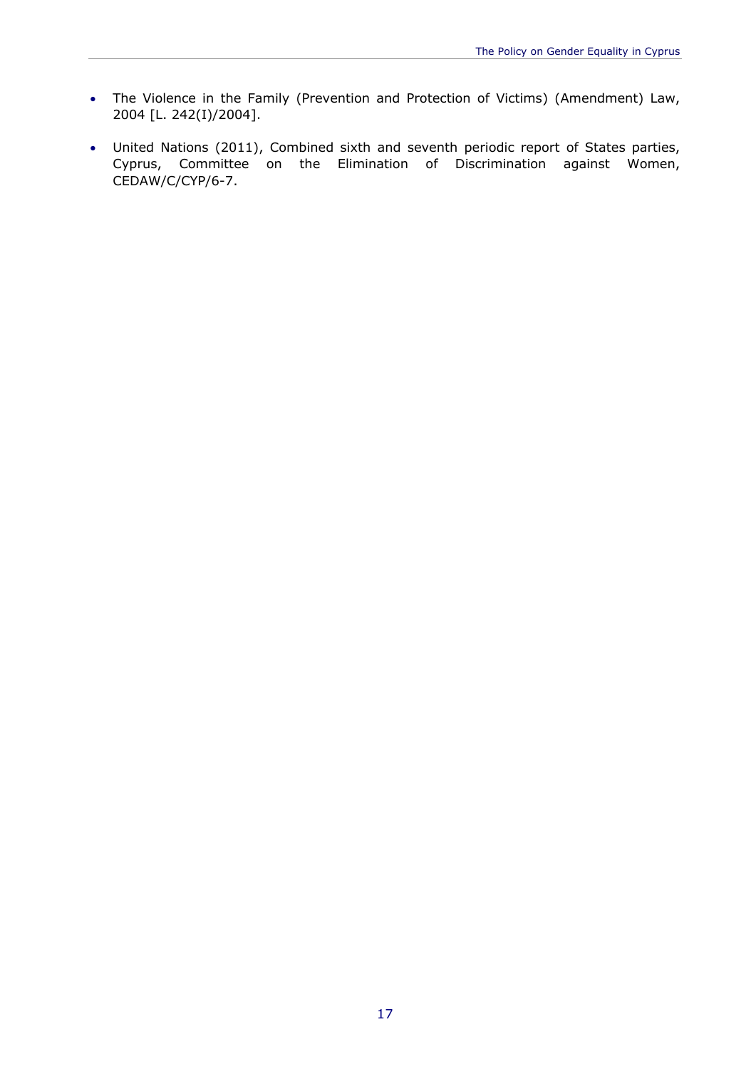- The Violence in the Family (Prevention and Protection of Victims) (Amendment) Law, 2004 [L. 242(I)/2004].
- United Nations (2011), Combined sixth and seventh periodic report of States parties, Cyprus, Committee on the Elimination of Discrimination against Women, CEDAW/C/CYP/6-7.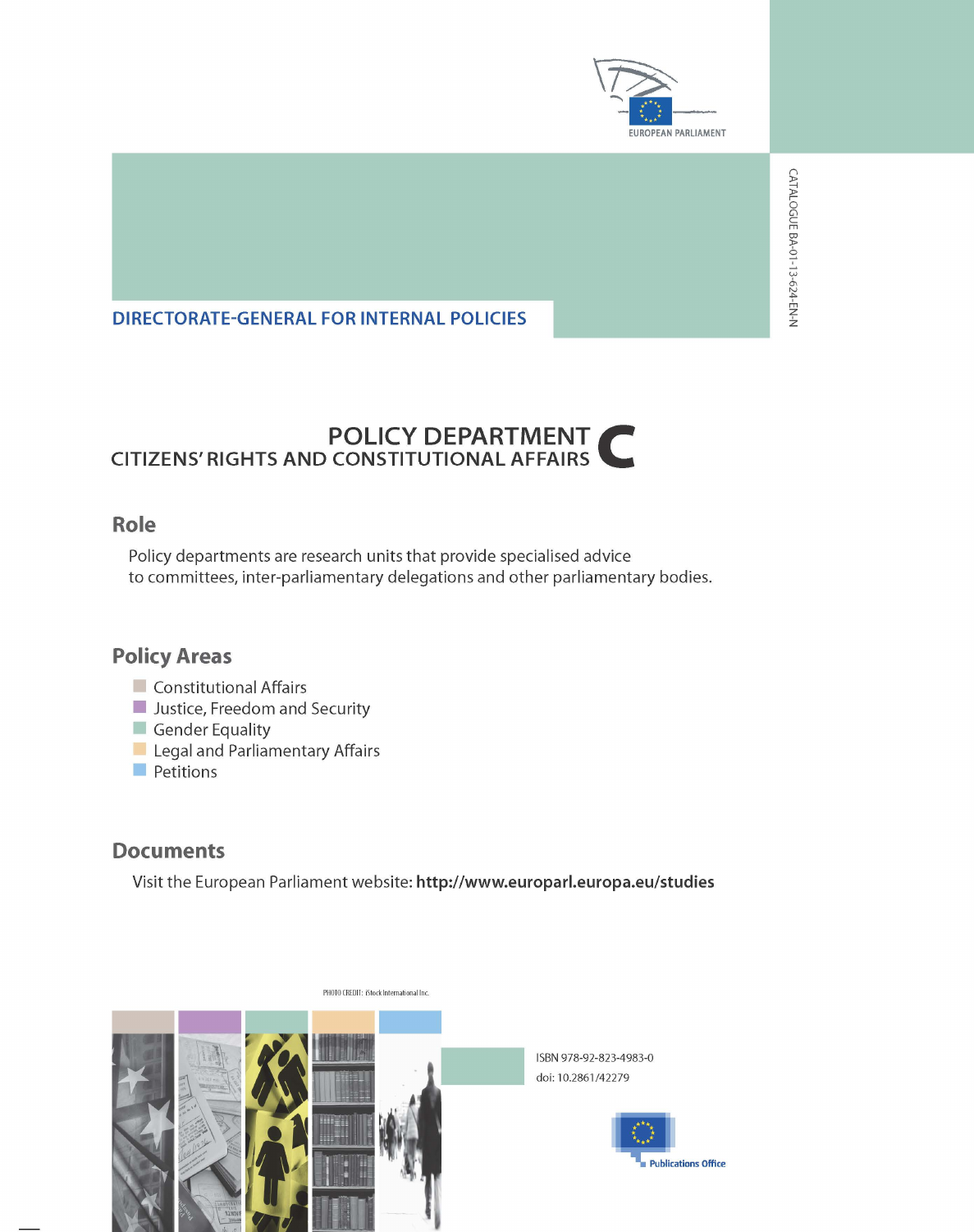EUROPEAN PARLIAMENT

CATALOGUE BA-01-13-624-EN-N

DIRECTORATE-GENERAL FOR INTERNAL POLICIES

# POLICY DEPARTMENT C
## CITIZENS' RIGHTS AND CONSTITUTIONAL AFFAIRS

## Role

Policy departments are research units that provide specialised advice to committees, inter-parliamentary delegations and other parliamentary bodies.

## Policy Areas

- Constitutional Affairs
- Justice, Freedom and Security
- Gender Equality
- Legal and Parliamentary Affairs
- Petitions

## Documents

Visit the European Parliament website: **http://www.europarl.europa.eu/studies**

PHOTO CREDIT: iStock International Inc.

ISBN 978-92-823-4983-0

doi: 10.2861/42279

Publications Office